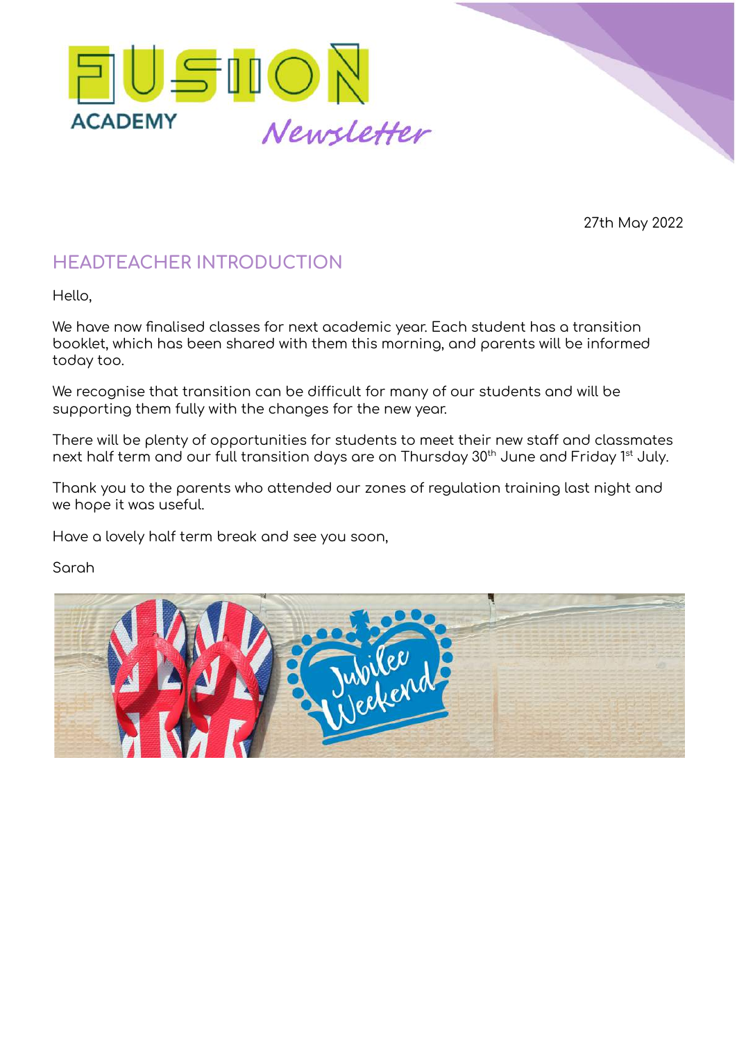# FUSION ACADEMY Newsletter

27th May 2022

## HEADTEACHER INTRODUCTION

Hello,

We have now finalised classes for next academic year. Each student has a transition booklet, which has been shared with them this morning, and parents will be informed today too.

We recognise that transition can be difficult for many of our students and will be supporting them fully with the changes for the new year.

There will be plenty of opportunities for students to meet their new staff and classmates next half term and our full transition days are on Thursday 30th June and Friday 1st July.

Thank you to the parents who attended our zones of regulation training last night and we hope it was useful.

Have a lovely half term break and see you soon,

Sarah

Jubilee Weekend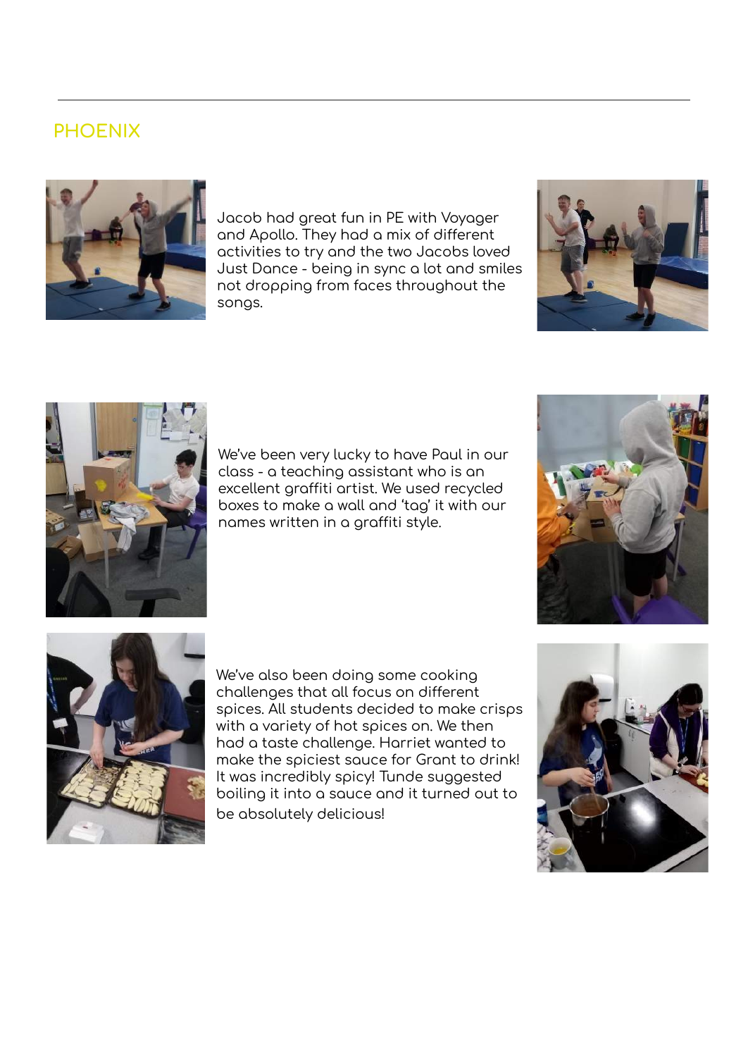## PHOENIX

Jacob had great fun in PE with Voyager and Apollo. They had a mix of different activities to try and the two Jacobs loved Just Dance - being in sync a lot and smiles not dropping from faces throughout the songs.

We've been very lucky to have Paul in our class - a teaching assistant who is an excellent graffiti artist. We used recycled boxes to make a wall and 'tag' it with our names written in a graffiti style.

We've also been doing some cooking challenges that all focus on different spices. All students decided to make crisps with a variety of hot spices on. We then had a taste challenge. Harriet wanted to make the spiciest sauce for Grant to drink! It was incredibly spicy! Tunde suggested boiling it into a sauce and it turned out to be absolutely delicious!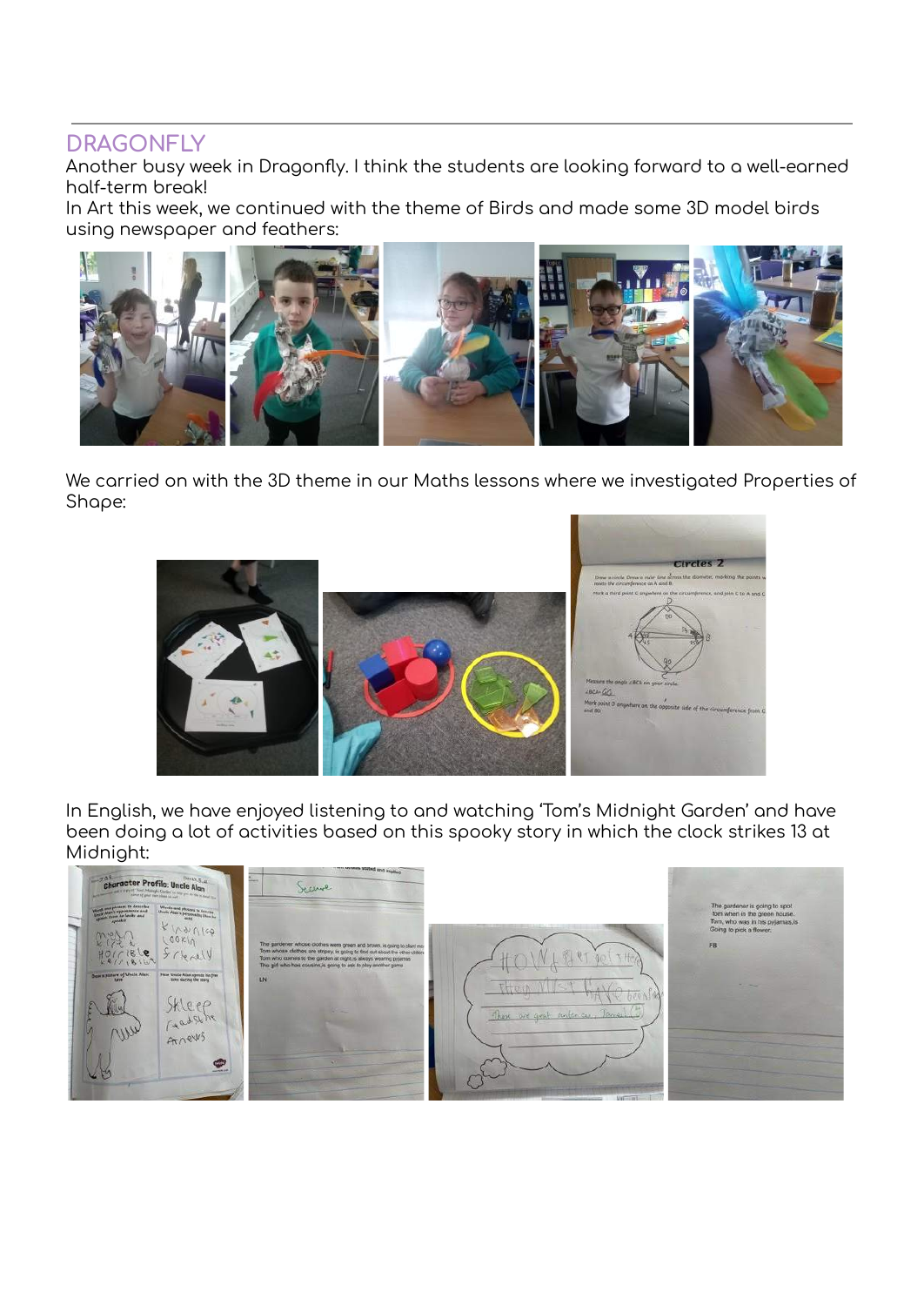## DRAGONFLY

Another busy week in Dragonfly. I think the students are looking forward to a well-earned half-term break!

In Art this week, we continued with the theme of Birds and made some 3D model birds using newspaper and feathers:

We carried on with the 3D theme in our Maths lessons where we investigated Properties of Shape:

In English, we have enjoyed listening to and watching 'Tom's Midnight Garden' and have been doing a lot of activities based on this spooky story in which the clock strikes 13 at Midnight: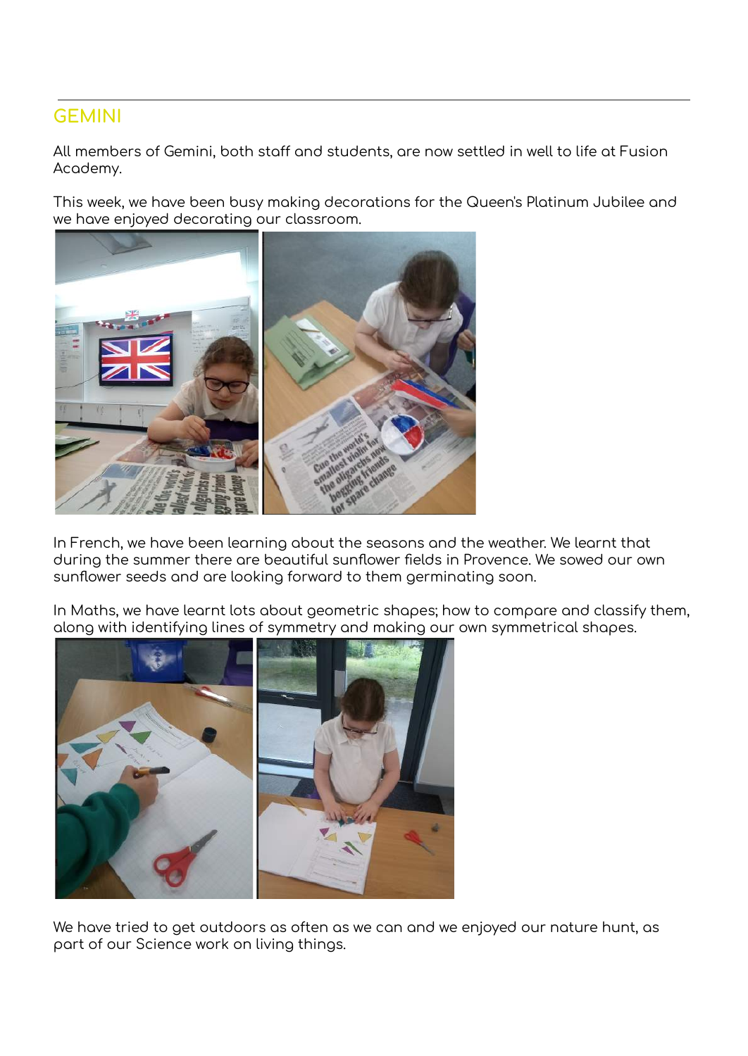## GEMINI

All members of Gemini, both staff and students, are now settled in well to life at Fusion Academy.

This week, we have been busy making decorations for the Queen's Platinum Jubilee and we have enjoyed decorating our classroom.

In French, we have been learning about the seasons and the weather. We learnt that during the summer there are beautiful sunflower fields in Provence. We sowed our own sunflower seeds and are looking forward to them germinating soon.

In Maths, we have learnt lots about geometric shapes; how to compare and classify them, along with identifying lines of symmetry and making our own symmetrical shapes.

We have tried to get outdoors as often as we can and we enjoyed our nature hunt, as part of our Science work on living things.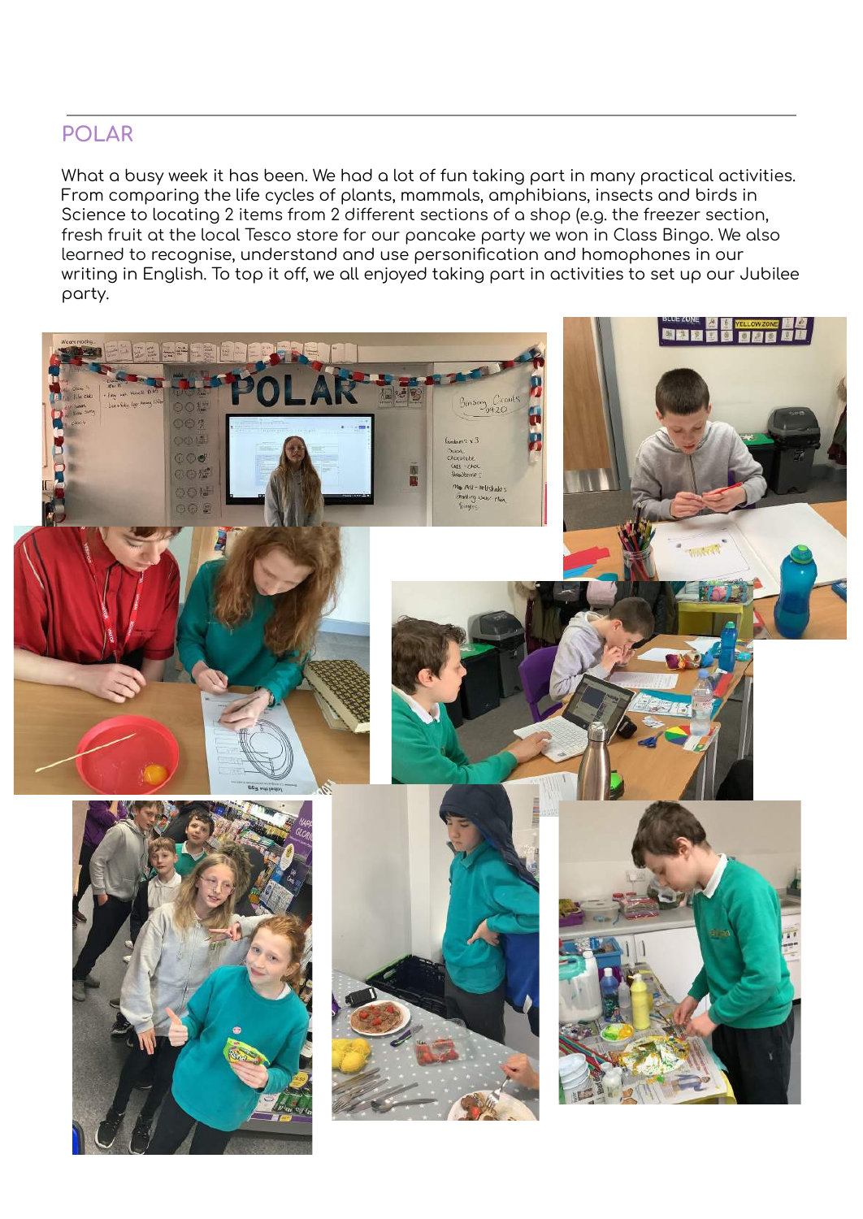## POLAR

What a busy week it has been. We had a lot of fun taking part in many practical activities. From comparing the life cycles of plants, mammals, amphibians, insects and birds in Science to locating 2 items from 2 different sections of a shop (e.g. the freezer section, fresh fruit at the local Tesco store for our pancake party we won in Class Bingo. We also learned to recognise, understand and use personification and homophones in our writing in English. To top it off, we all enjoyed taking part in activities to set up our Jubilee party.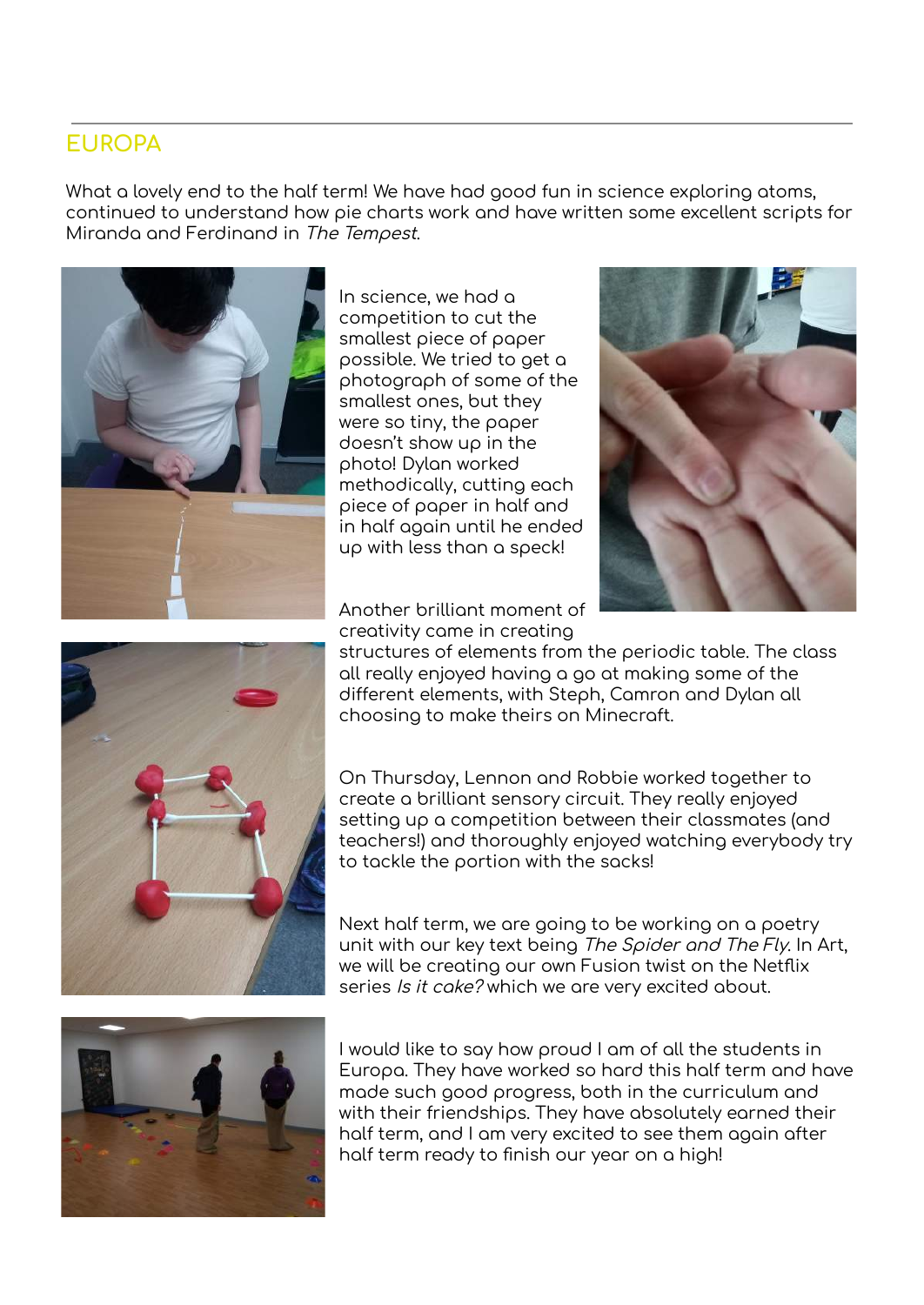## EUROPA

What a lovely end to the half term! We have had good fun in science exploring atoms, continued to understand how pie charts work and have written some excellent scripts for Miranda and Ferdinand in *The Tempest*.

In science, we had a competition to cut the smallest piece of paper possible. We tried to get a photograph of some of the smallest ones, but they were so tiny, the paper doesn't show up in the photo! Dylan worked methodically, cutting each piece of paper in half and in half again until he ended up with less than a speck!

Another brilliant moment of creativity came in creating structures of elements from the periodic table. The class all really enjoyed having a go at making some of the different elements, with Steph, Camron and Dylan all choosing to make theirs on Minecraft.

On Thursday, Lennon and Robbie worked together to create a brilliant sensory circuit. They really enjoyed setting up a competition between their classmates (and teachers!) and thoroughly enjoyed watching everybody try to tackle the portion with the sacks!

Next half term, we are going to be working on a poetry unit with our key text being *The Spider and The Fly*. In Art, we will be creating our own Fusion twist on the Netflix series *Is it cake?* which we are very excited about.

I would like to say how proud I am of all the students in Europa. They have worked so hard this half term and have made such good progress, both in the curriculum and with their friendships. They have absolutely earned their half term, and I am very excited to see them again after half term ready to finish our year on a high!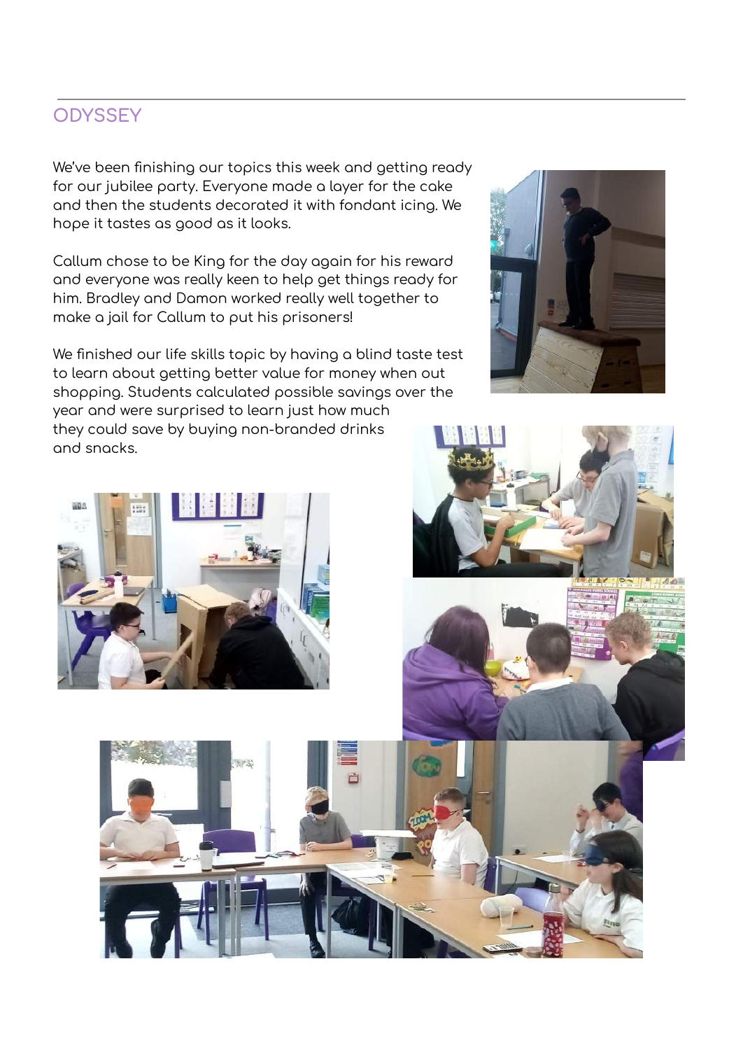## ODYSSEY

We've been finishing our topics this week and getting ready for our jubilee party. Everyone made a layer for the cake and then the students decorated it with fondant icing. We hope it tastes as good as it looks.

Callum chose to be King for the day again for his reward and everyone was really keen to help get things ready for him. Bradley and Damon worked really well together to make a jail for Callum to put his prisoners!

We finished our life skills topic by having a blind taste test to learn about getting better value for money when out shopping. Students calculated possible savings over the year and were surprised to learn just how much they could save by buying non-branded drinks and snacks.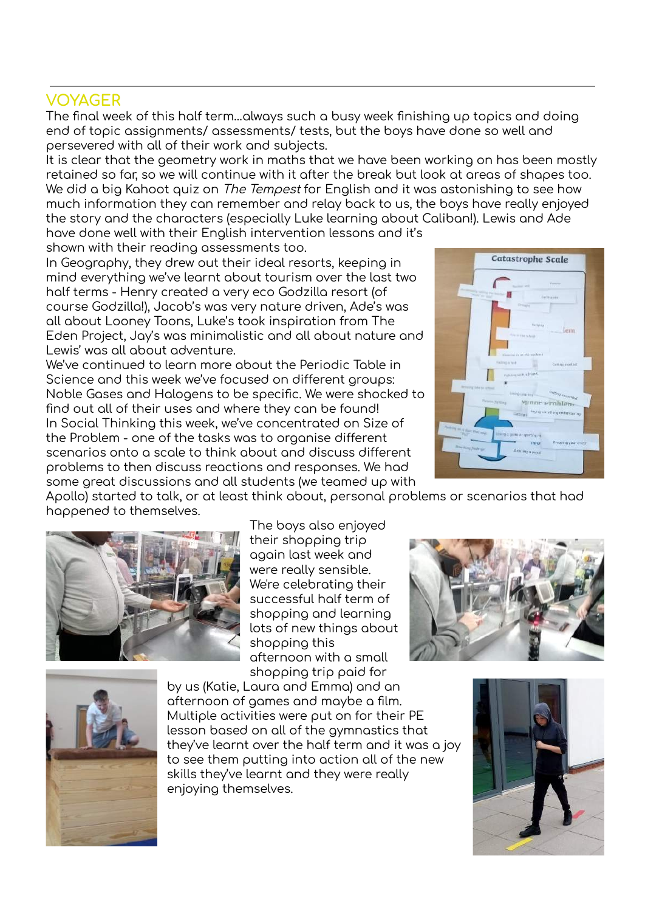## VOYAGER

The final week of this half term...always such a busy week finishing up topics and doing end of topic assignments/ assessments/ tests, but the boys have done so well and persevered with all of their work and subjects.

It is clear that the geometry work in maths that we have been working on has been mostly retained so far, so we will continue with it after the break but look at areas of shapes too. We did a big Kahoot quiz on *The Tempest* for English and it was astonishing to see how much information they can remember and relay back to us, the boys have really enjoyed the story and the characters (especially Luke learning about Caliban!). Lewis and Ade have done well with their English intervention lessons and it's shown with their reading assessments too.

In Geography, they drew out their ideal resorts, keeping in mind everything we've learnt about tourism over the last two half terms - Henry created a very eco Godzilla resort (of course Godzilla!), Jacob's was very nature driven, Ade's was all about Looney Toons, Luke's took inspiration from The Eden Project, Jay's was minimalistic and all about nature and Lewis' was all about adventure.

We've continued to learn more about the Periodic Table in Science and this week we've focused on different groups: Noble Gases and Halogens to be specific. We were shocked to find out all of their uses and where they can be found!

In Social Thinking this week, we've concentrated on Size of the Problem - one of the tasks was to organise different scenarios onto a scale to think about and discuss different problems to then discuss reactions and responses. We had some great discussions and all students (we teamed up with Apollo) started to talk, or at least think about, personal problems or scenarios that had happened to themselves.

The boys also enjoyed their shopping trip again last week and were really sensible. We're celebrating their successful half term of shopping and learning lots of new things about shopping this afternoon with a small shopping trip paid for by us (Katie, Laura and Emma) and an afternoon of games and maybe a film.

Multiple activities were put on for their PE lesson based on all of the gymnastics that they've learnt over the half term and it was a joy to see them putting into action all of the new skills they've learnt and they were really enjoying themselves.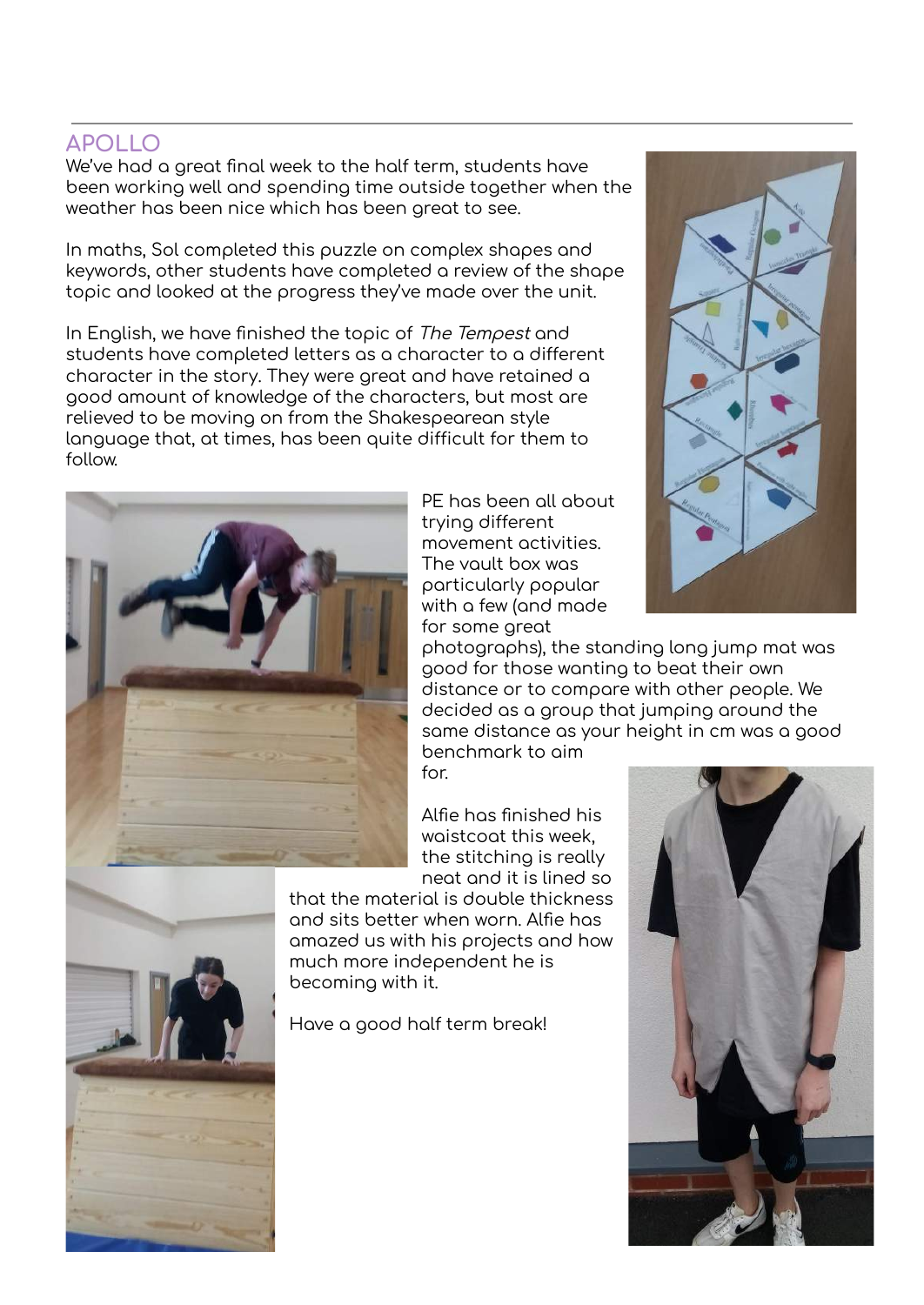## APOLLO

We've had a great final week to the half term, students have been working well and spending time outside together when the weather has been nice which has been great to see.

In maths, Sol completed this puzzle on complex shapes and keywords, other students have completed a review of the shape topic and looked at the progress they've made over the unit.

In English, we have finished the topic of *The Tempest* and students have completed letters as a character to a different character in the story. They were great and have retained a good amount of knowledge of the characters, but most are relieved to be moving on from the Shakespearean style language that, at times, has been quite difficult for them to follow.

PE has been all about trying different movement activities. The vault box was particularly popular with a few (and made for some great photographs), the standing long jump mat was good for those wanting to beat their own distance or to compare with other people. We decided as a group that jumping around the same distance as your height in cm was a good benchmark to aim for.

Alfie has finished his waistcoat this week, the stitching is really neat and it is lined so that the material is double thickness and sits better when worn. Alfie has amazed us with his projects and how much more independent he is becoming with it.

Have a good half term break!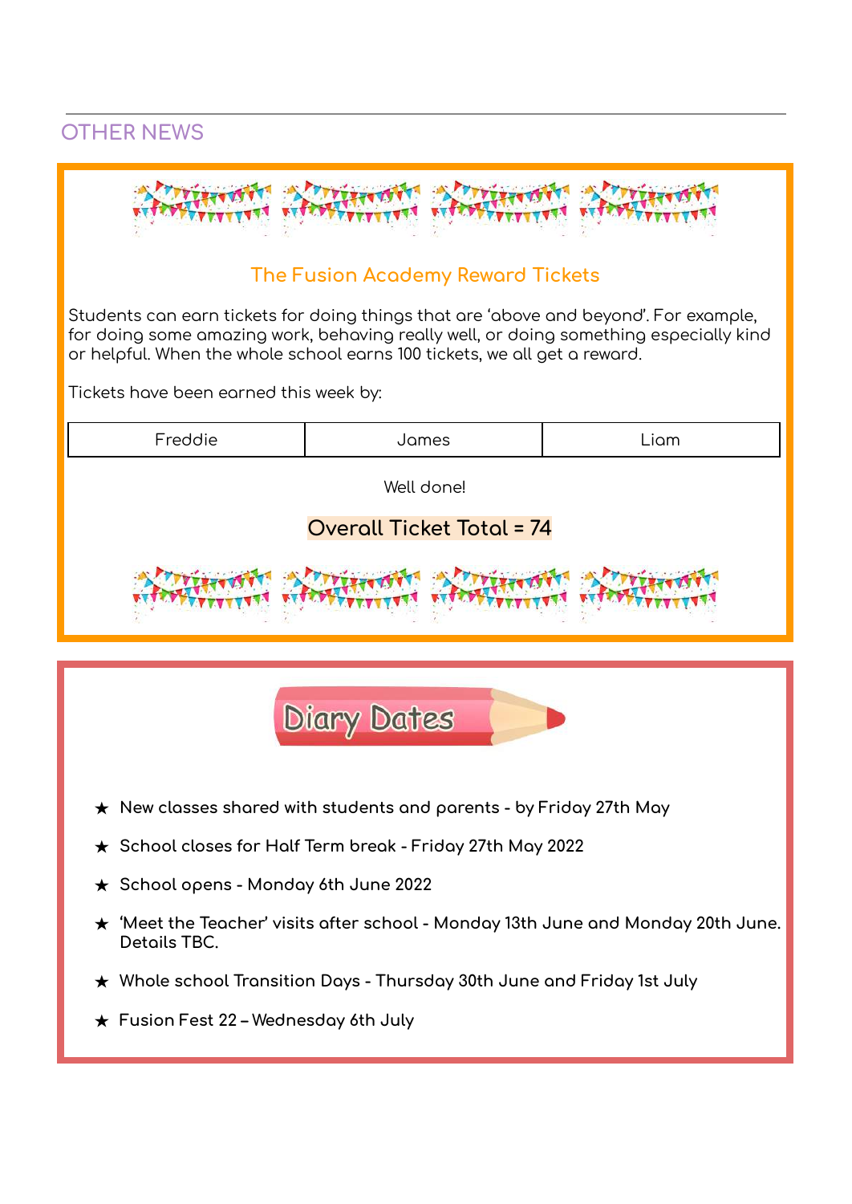## OTHER NEWS

### The Fusion Academy Reward Tickets

Students can earn tickets for doing things that are 'above and beyond'. For example, for doing some amazing work, behaving really well, or doing something especially kind or helpful. When the whole school earns 100 tickets, we all get a reward.

Tickets have been earned this week by:

| Freddie | James | Liam |
|---|---|---|

Well done!

**Overall Ticket Total = 74**

### Diary Dates

- ★ New classes shared with students and parents - by Friday 27th May
- ★ School closes for Half Term break - Friday 27th May 2022
- ★ School opens - Monday 6th June 2022
- ★ 'Meet the Teacher' visits after school - Monday 13th June and Monday 20th June. Details TBC.
- ★ Whole school Transition Days - Thursday 30th June and Friday 1st July
- ★ Fusion Fest 22 – Wednesday 6th July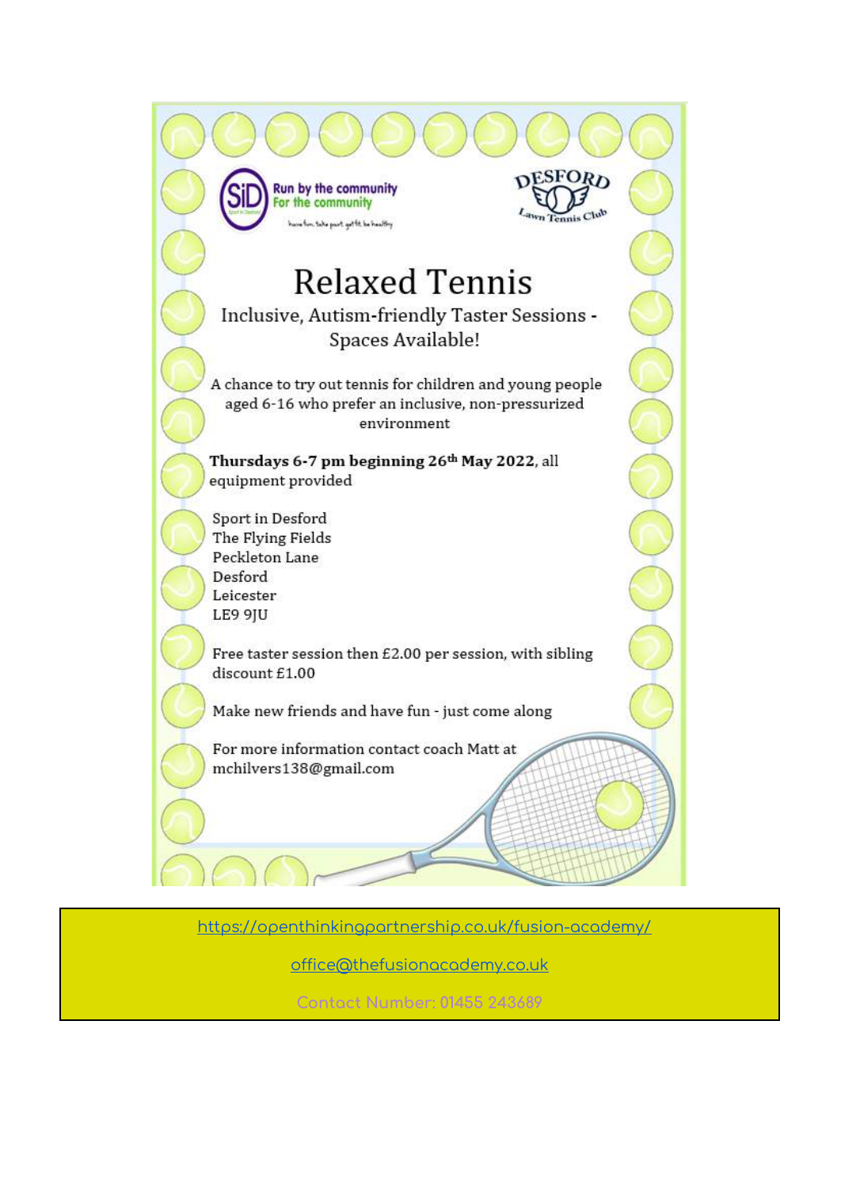Run by the community
For the community
have fun, take part, get fit, be healthy

DESFORD Lawn Tennis Club

# Relaxed Tennis

## Inclusive, Autism-friendly Taster Sessions - Spaces Available!

A chance to try out tennis for children and young people aged 6-16 who prefer an inclusive, non-pressurized environment

**Thursdays 6-7 pm beginning 26th May 2022**, all equipment provided

Sport in Desford
The Flying Fields
Peckleton Lane
Desford
Leicester
LE9 9JU

Free taster session then £2.00 per session, with sibling discount £1.00

Make new friends and have fun - just come along

For more information contact coach Matt at mchilvers138@gmail.com

https://openthinkingpartnership.co.uk/fusion-academy/

office@thefusionacademy.co.uk

Contact Number: 01455 243689